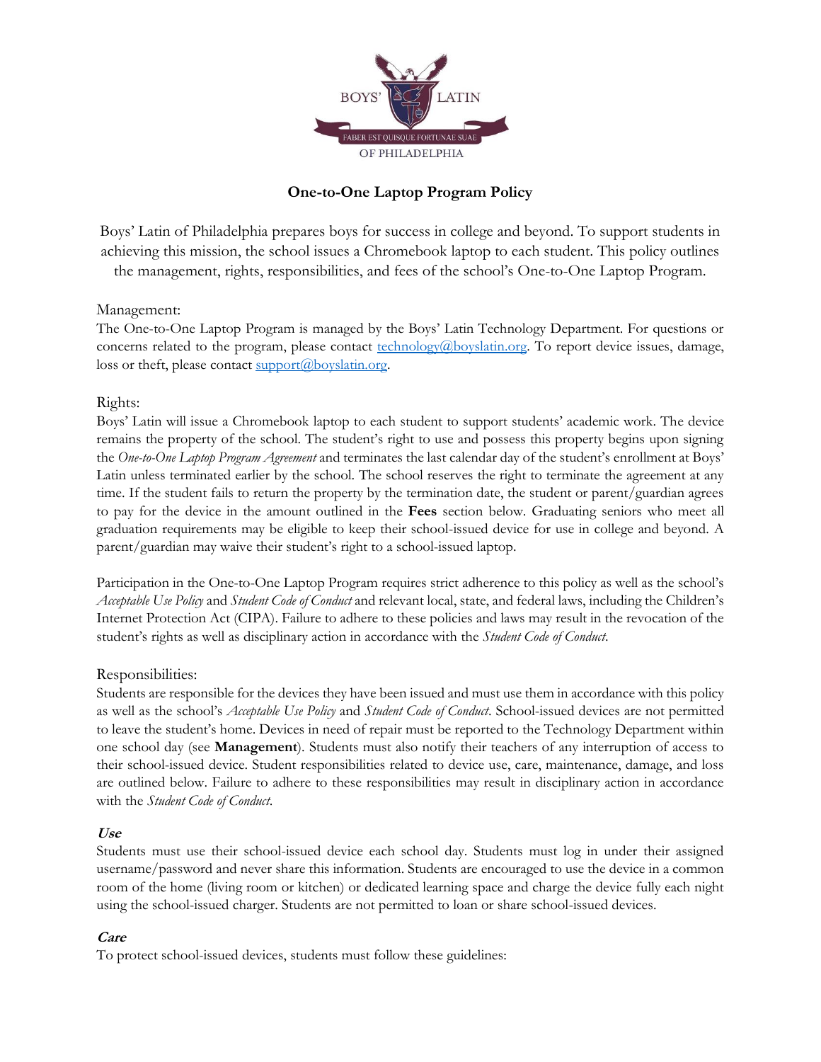BOYS' LATIN

FABER EST QUISQUE FORTUNAE SUAE

OF PHILADELPHIA

# One-to-One Laptop Program Policy

Boys' Latin of Philadelphia prepares boys for success in college and beyond. To support students in achieving this mission, the school issues a Chromebook laptop to each student. This policy outlines the management, rights, responsibilities, and fees of the school's One-to-One Laptop Program.

## Management:

The One-to-One Laptop Program is managed by the Boys' Latin Technology Department. For questions or concerns related to the program, please contact technology@boyslatin.org. To report device issues, damage, loss or theft, please contact support@boyslatin.org.

## Rights:

Boys' Latin will issue a Chromebook laptop to each student to support students' academic work. The device remains the property of the school. The student's right to use and possess this property begins upon signing the *One-to-One Laptop Program Agreement* and terminates the last calendar day of the student's enrollment at Boys' Latin unless terminated earlier by the school. The school reserves the right to terminate the agreement at any time. If the student fails to return the property by the termination date, the student or parent/guardian agrees to pay for the device in the amount outlined in the **Fees** section below. Graduating seniors who meet all graduation requirements may be eligible to keep their school-issued device for use in college and beyond. A parent/guardian may waive their student's right to a school-issued laptop.

Participation in the One-to-One Laptop Program requires strict adherence to this policy as well as the school's *Acceptable Use Policy* and *Student Code of Conduct* and relevant local, state, and federal laws, including the Children's Internet Protection Act (CIPA). Failure to adhere to these policies and laws may result in the revocation of the student's rights as well as disciplinary action in accordance with the *Student Code of Conduct*.

## Responsibilities:

Students are responsible for the devices they have been issued and must use them in accordance with this policy as well as the school's *Acceptable Use Policy* and *Student Code of Conduct*. School-issued devices are not permitted to leave the student's home. Devices in need of repair must be reported to the Technology Department within one school day (see **Management**). Students must also notify their teachers of any interruption of access to their school-issued device. Student responsibilities related to device use, care, maintenance, damage, and loss are outlined below. Failure to adhere to these responsibilities may result in disciplinary action in accordance with the *Student Code of Conduct*.

### *Use*

Students must use their school-issued device each school day. Students must log in under their assigned username/password and never share this information. Students are encouraged to use the device in a common room of the home (living room or kitchen) or dedicated learning space and charge the device fully each night using the school-issued charger. Students are not permitted to loan or share school-issued devices.

### *Care*

To protect school-issued devices, students must follow these guidelines: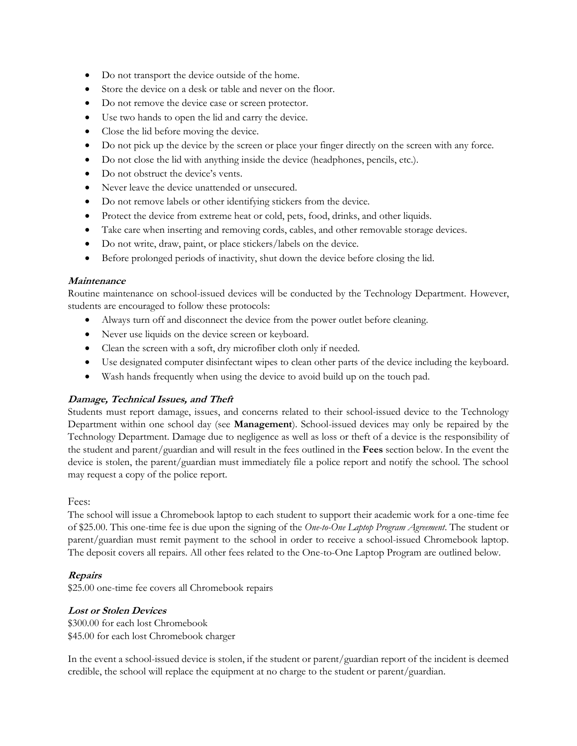- Do not transport the device outside of the home.
- Store the device on a desk or table and never on the floor.
- Do not remove the device case or screen protector.
- Use two hands to open the lid and carry the device.
- Close the lid before moving the device.
- Do not pick up the device by the screen or place your finger directly on the screen with any force.
- Do not close the lid with anything inside the device (headphones, pencils, etc.).
- Do not obstruct the device's vents.
- Never leave the device unattended or unsecured.
- Do not remove labels or other identifying stickers from the device.
- Protect the device from extreme heat or cold, pets, food, drinks, and other liquids.
- Take care when inserting and removing cords, cables, and other removable storage devices.
- Do not write, draw, paint, or place stickers/labels on the device.
- Before prolonged periods of inactivity, shut down the device before closing the lid.

### *Maintenance*

Routine maintenance on school-issued devices will be conducted by the Technology Department. However, students are encouraged to follow these protocols:

- Always turn off and disconnect the device from the power outlet before cleaning.
- Never use liquids on the device screen or keyboard.
- Clean the screen with a soft, dry microfiber cloth only if needed.
- Use designated computer disinfectant wipes to clean other parts of the device including the keyboard.
- Wash hands frequently when using the device to avoid build up on the touch pad.

### *Damage, Technical Issues, and Theft*

Students must report damage, issues, and concerns related to their school-issued device to the Technology Department within one school day (see **Management**). School-issued devices may only be repaired by the Technology Department. Damage due to negligence as well as loss or theft of a device is the responsibility of the student and parent/guardian and will result in the fees outlined in the **Fees** section below. In the event the device is stolen, the parent/guardian must immediately file a police report and notify the school. The school may request a copy of the police report.

Fees:

The school will issue a Chromebook laptop to each student to support their academic work for a one-time fee of $25.00. This one-time fee is due upon the signing of the *One-to-One Laptop Program Agreement*. The student or parent/guardian must remit payment to the school in order to receive a school-issued Chromebook laptop. The deposit covers all repairs. All other fees related to the One-to-One Laptop Program are outlined below.

### *Repairs*

$25.00 one-time fee covers all Chromebook repairs

### *Lost or Stolen Devices*

$300.00 for each lost Chromebook
$45.00 for each lost Chromebook charger

In the event a school-issued device is stolen, if the student or parent/guardian report of the incident is deemed credible, the school will replace the equipment at no charge to the student or parent/guardian.